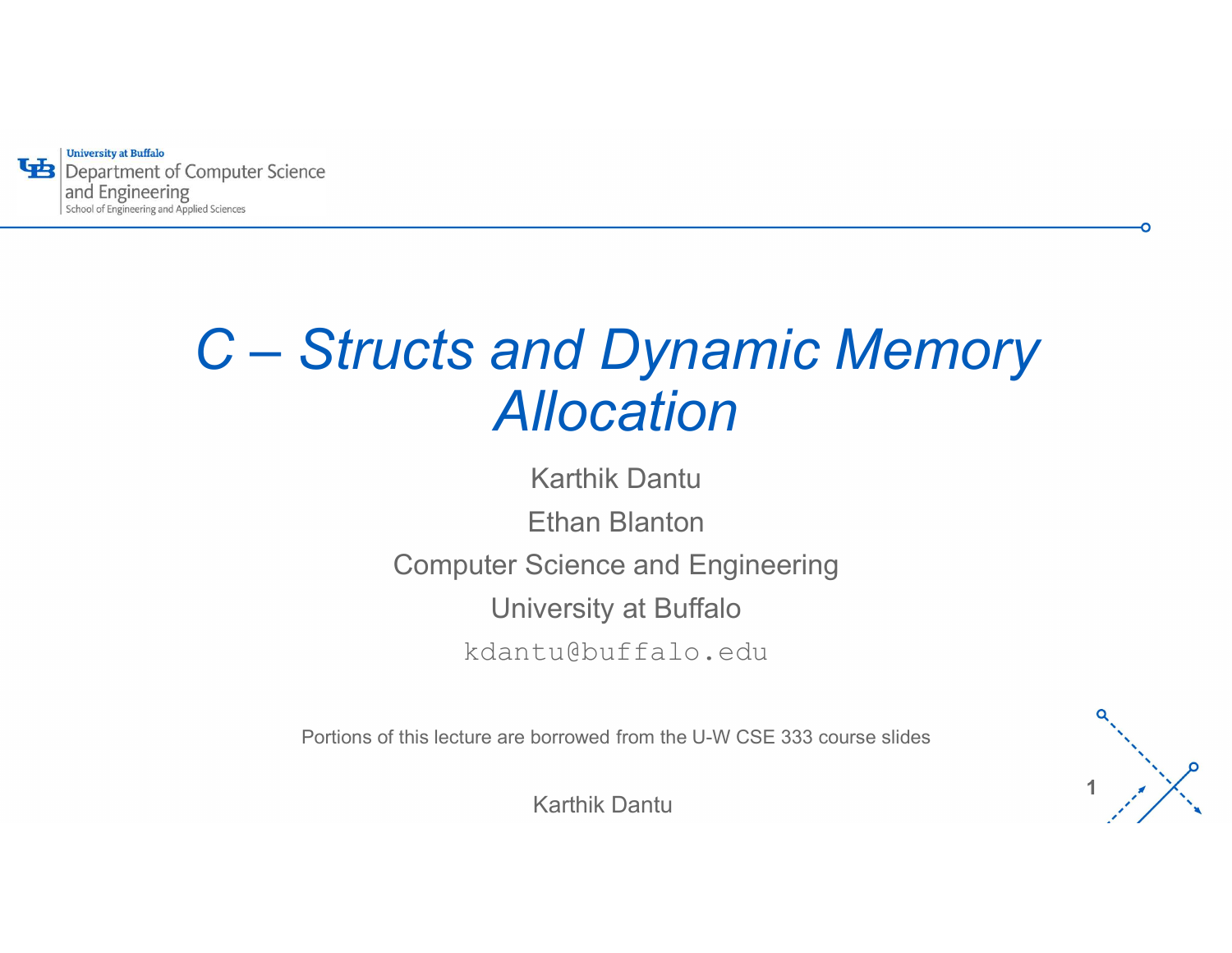University at Buffalo
Department of Computer Science and Engineering
School of Engineering and Applied Sciences

# *C – Structs and Dynamic Memory Allocation*

Karthik Dantu

Ethan Blanton

Computer Science and Engineering

University at Buffalo

`kdantu@buffalo.edu`

Portions of this lecture are borrowed from the U-W CSE 333 course slides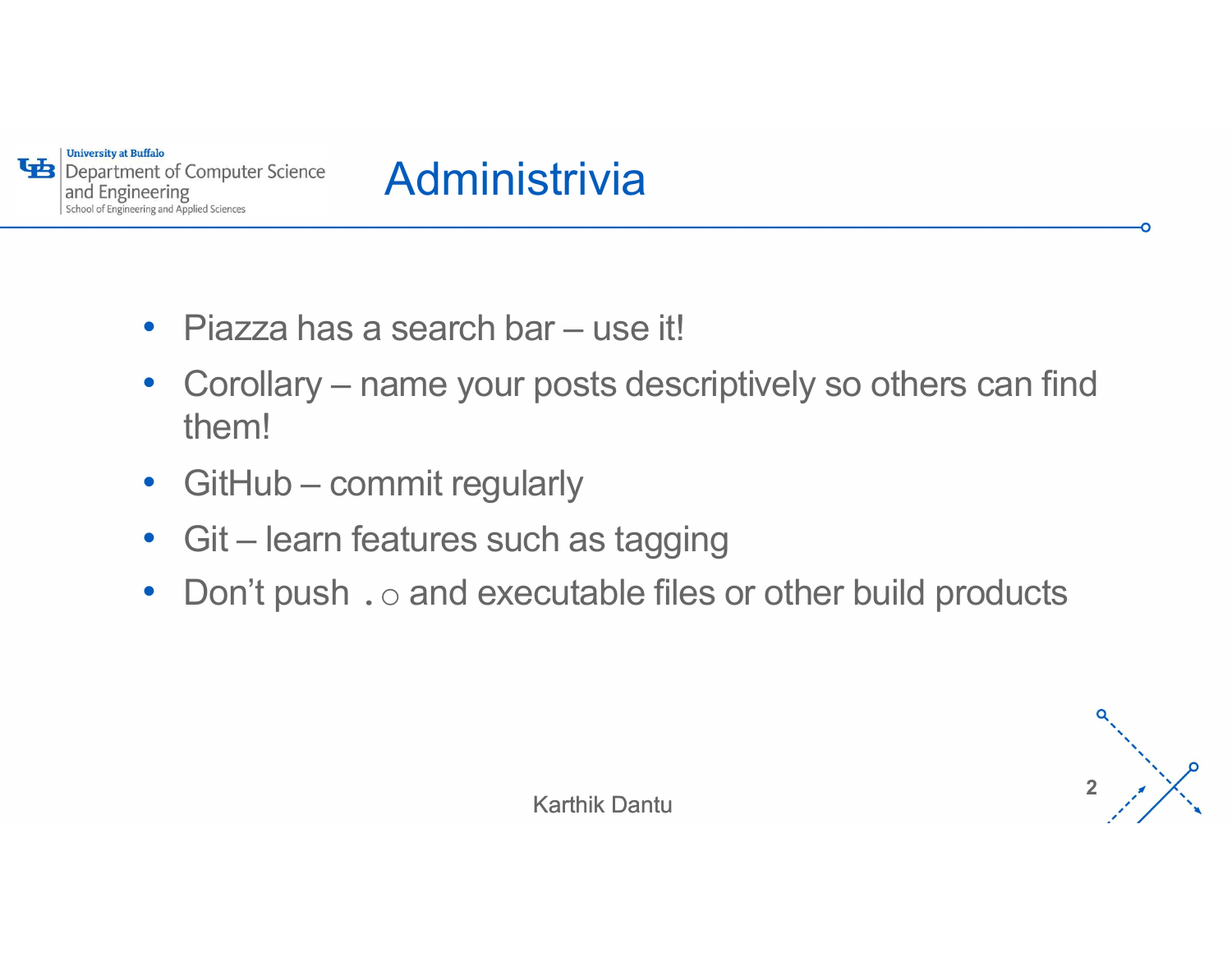# Administrivia

- Piazza has a search bar – use it!
- Corollary – name your posts descriptively so others can find them!
- GitHub – commit regularly
- Git – learn features such as tagging
- Don't push `.o` and executable files or other build products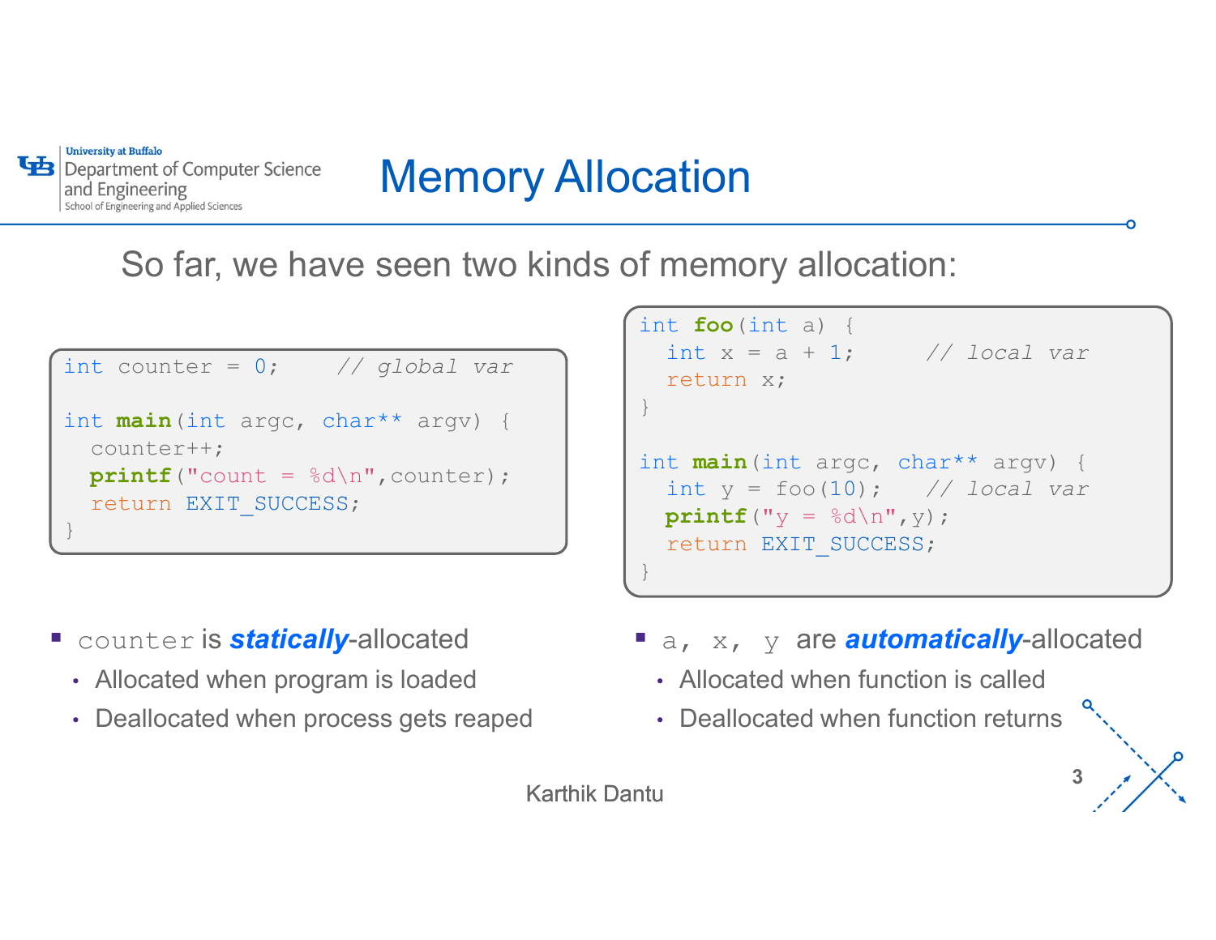# Memory Allocation

So far, we have seen two kinds of memory allocation:

```c
int counter = 0;    // global var

int main(int argc, char** argv) {
  counter++;
  printf("count = %d\n",counter);
  return EXIT_SUCCESS;
}
```

- `counter` is ***statically***-allocated
  - Allocated when program is loaded
  - Deallocated when process gets reaped

```c
int foo(int a) {
  int x = a + 1;     // local var
  return x;
}

int main(int argc, char** argv) {
  int y = foo(10);   // local var
  printf("y = %d\n",y);
  return EXIT_SUCCESS;
}
```

- `a, x, y` are ***automatically***-allocated
  - Allocated when function is called
  - Deallocated when function returns

Karthik Dantu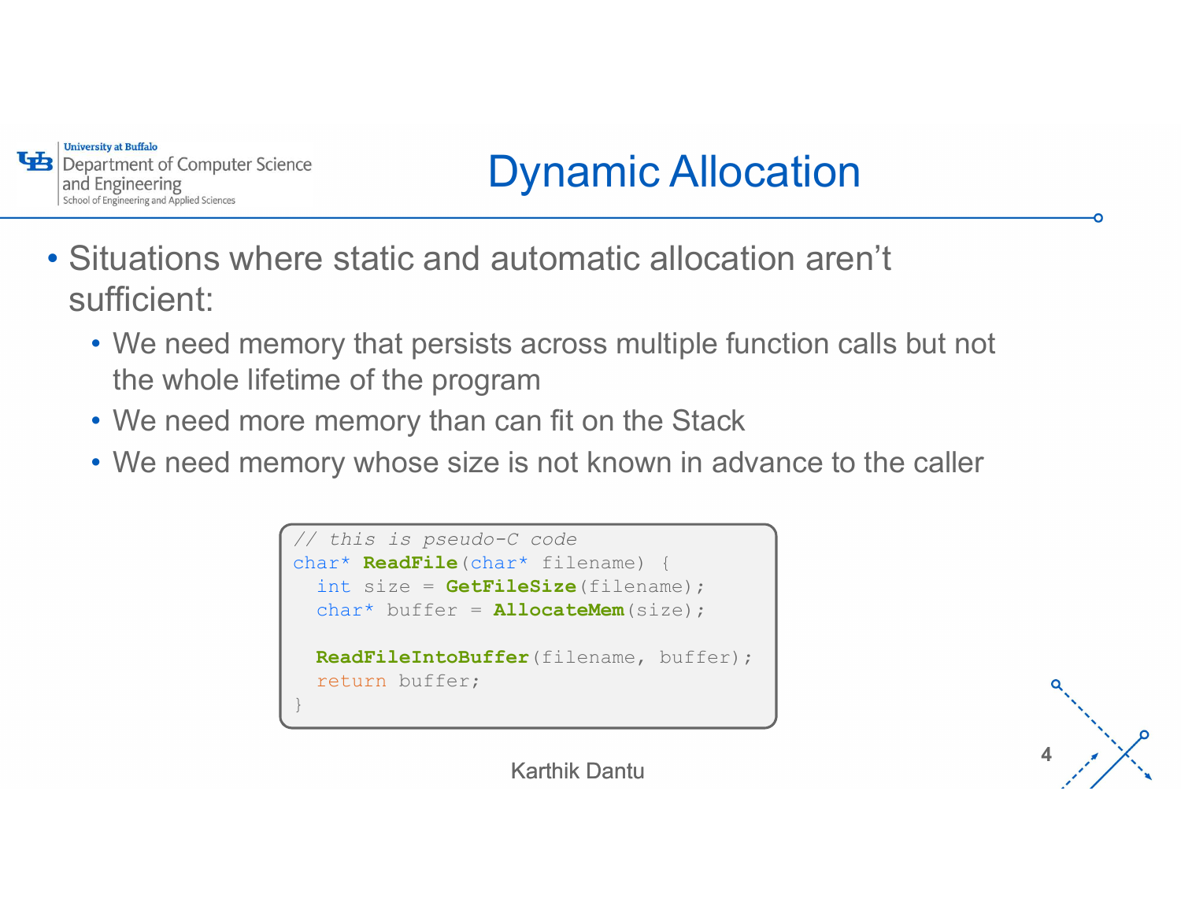# Dynamic Allocation

- Situations where static and automatic allocation aren't sufficient:
  - We need memory that persists across multiple function calls but not the whole lifetime of the program
  - We need more memory than can fit on the Stack
  - We need memory whose size is not known in advance to the caller

```c
// this is pseudo-C code
char* ReadFile(char* filename) {
  int size = GetFileSize(filename);
  char* buffer = AllocateMem(size);

  ReadFileIntoBuffer(filename, buffer);
  return buffer;
}
```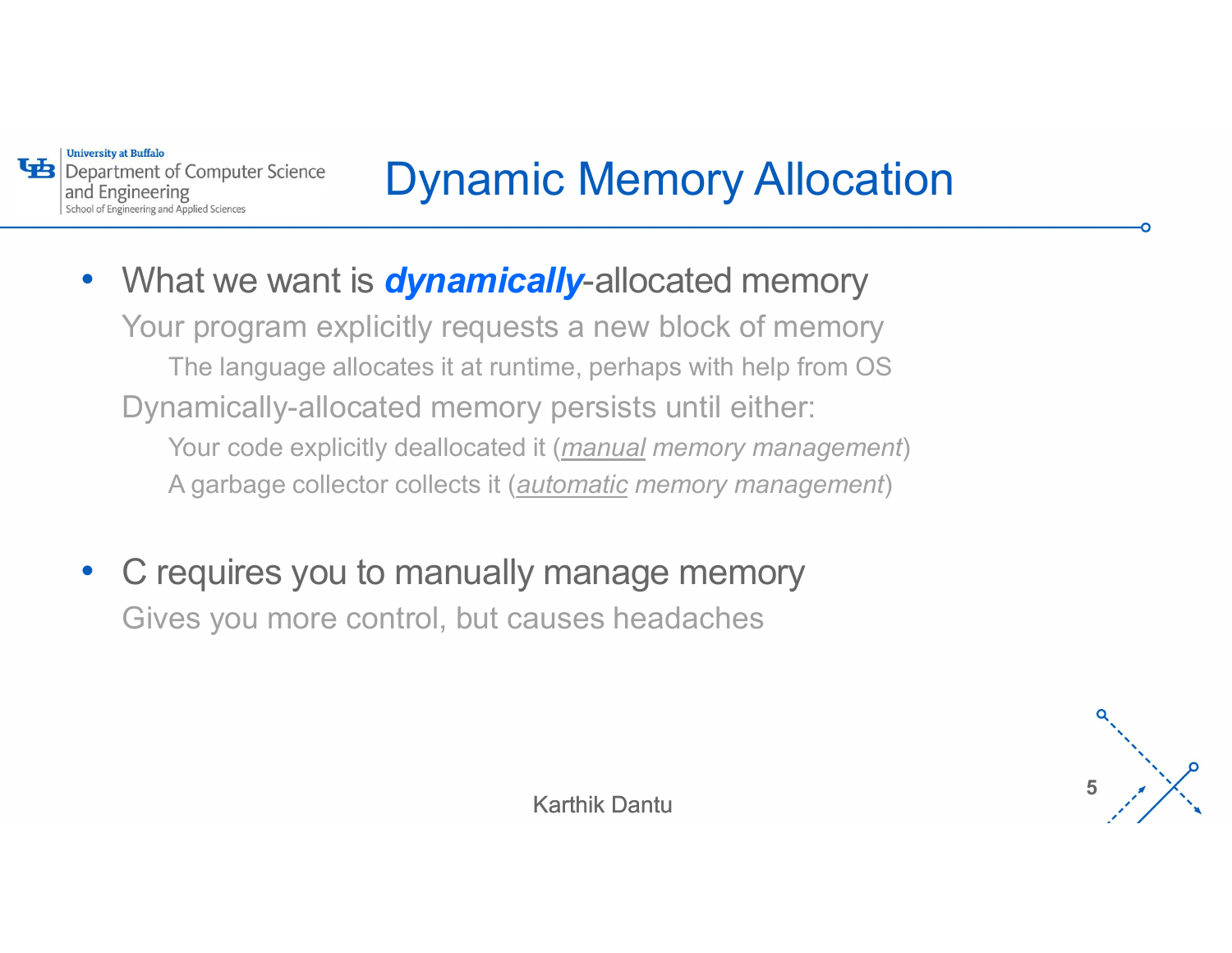# Dynamic Memory Allocation

- What we want is ***dynamically***-allocated memory
  - Your program explicitly requests a new block of memory
    - The language allocates it at runtime, perhaps with help from OS
  - Dynamically-allocated memory persists until either:
    - Your code explicitly deallocated it (*manual memory management*)
    - A garbage collector collects it (*automatic memory management*)

- C requires you to manually manage memory
  - Gives you more control, but causes headaches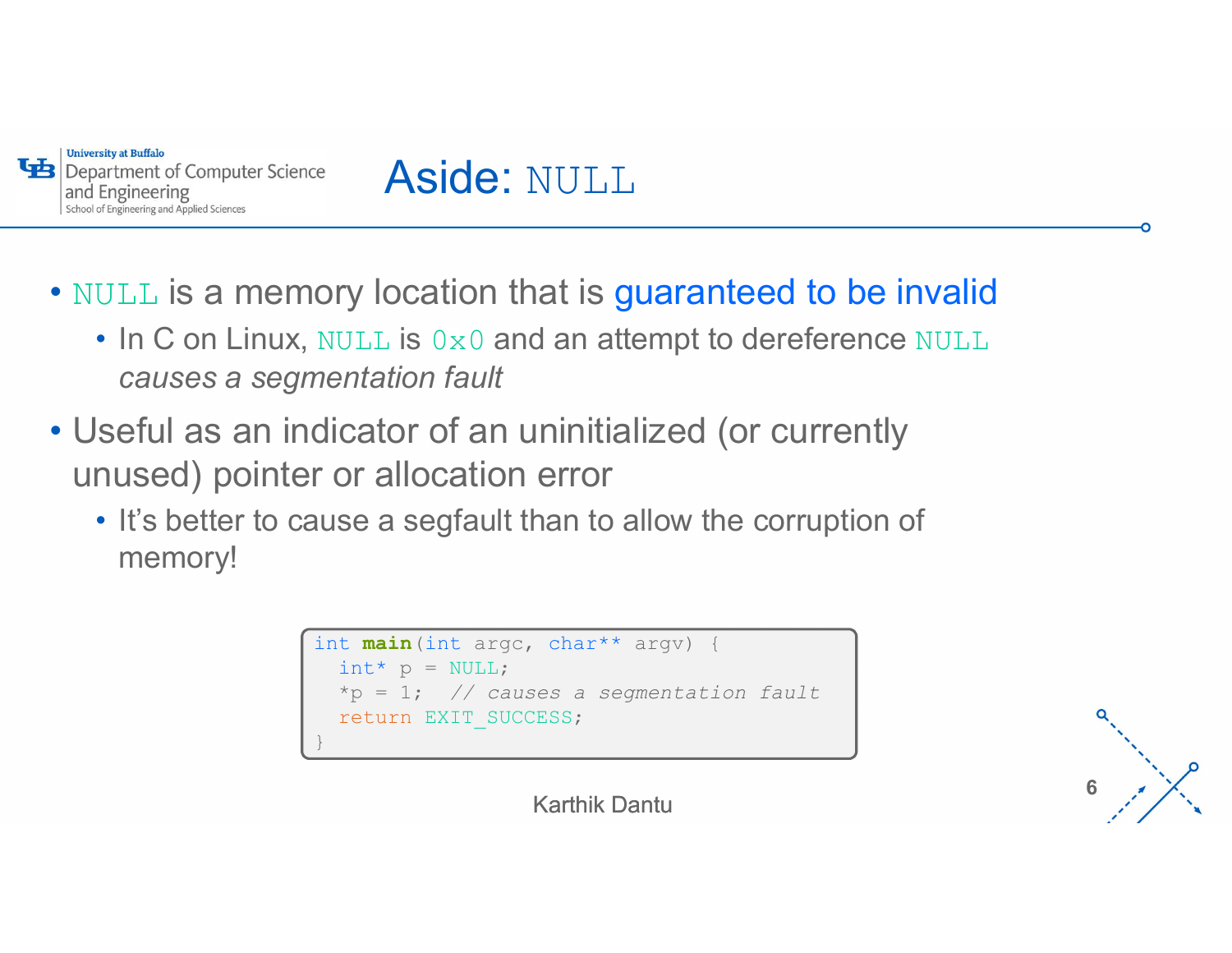# Aside: `NULL`

- `NULL` is a memory location that is guaranteed to be invalid
  - In C on Linux, `NULL` is `0x0` and an attempt to dereference `NULL` *causes a segmentation fault*
- Useful as an indicator of an uninitialized (or currently unused) pointer or allocation error
  - It's better to cause a segfault than to allow the corruption of memory!

```
int main(int argc, char** argv) {
  int* p = NULL;
  *p = 1;  // causes a segmentation fault
  return EXIT_SUCCESS;
}
```

Karthik Dantu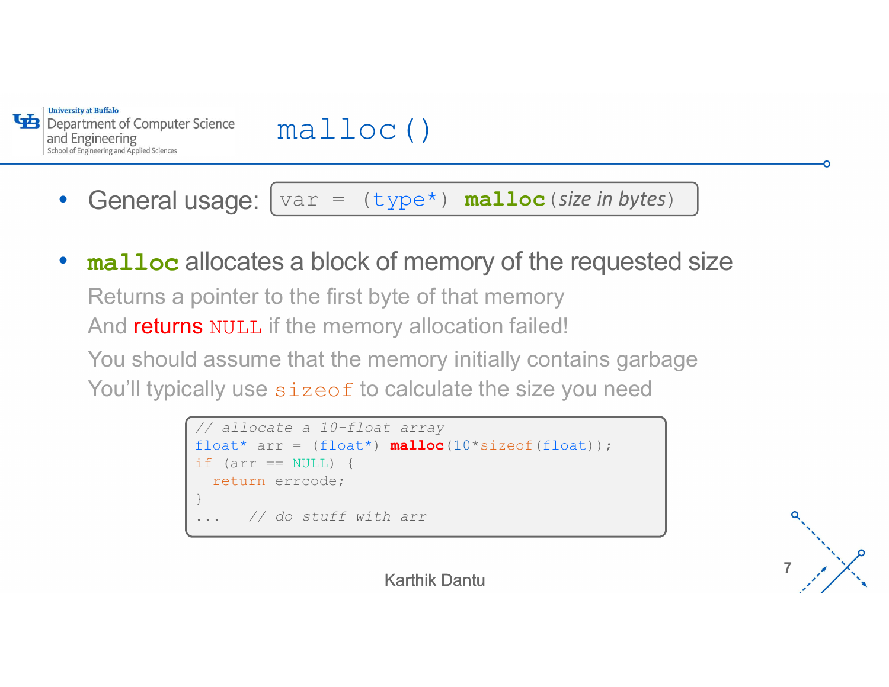# malloc()

- General usage: `var = (type*) malloc(size in bytes)`

- **malloc** allocates a block of memory of the requested size

  Returns a pointer to the first byte of that memory

  And returns `NULL` if the memory allocation failed!

  You should assume that the memory initially contains garbage

  You'll typically use `sizeof` to calculate the size you need

```
// allocate a 10-float array
float* arr = (float*) malloc(10*sizeof(float));
if (arr == NULL) {
  return errcode;
}
...   // do stuff with arr
```

Karthik Dantu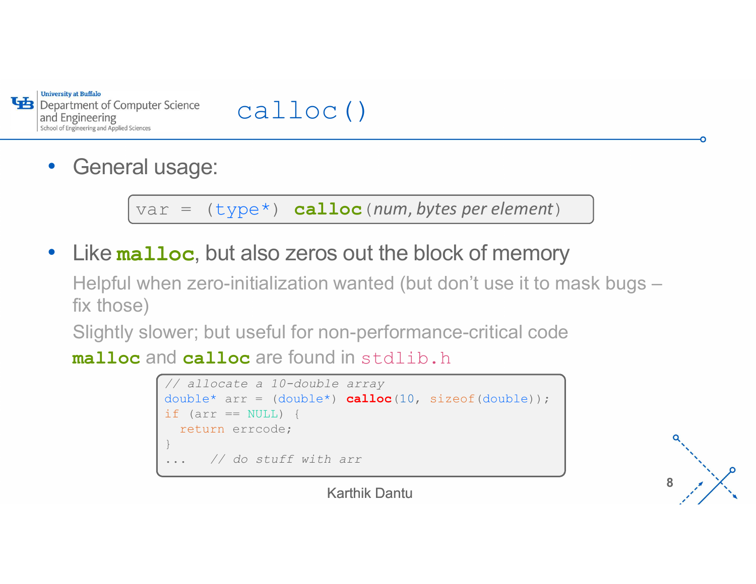# calloc()

- General usage:

```
var = (type*) calloc(num, bytes per element)
```

- Like **malloc**, but also zeros out the block of memory
  - Helpful when zero-initialization wanted (but don't use it to mask bugs – fix those)
  - Slightly slower; but useful for non-performance-critical code
  - **malloc** and **calloc** are found in `stdlib.h`

```c
// allocate a 10-double array
double* arr = (double*) calloc(10, sizeof(double));
if (arr == NULL) {
  return errcode;
}
...   // do stuff with arr
```

Karthik Dantu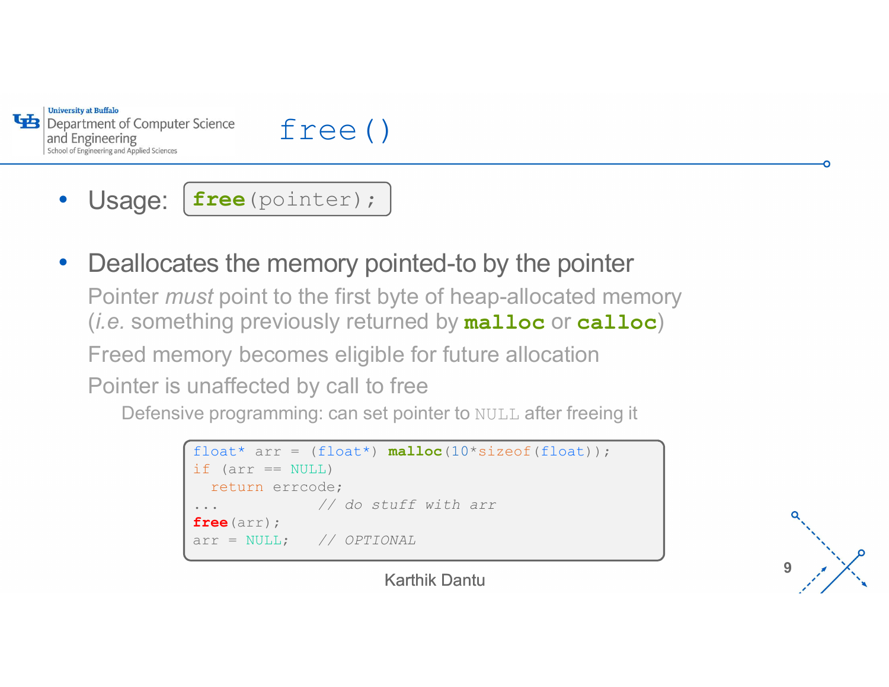# `free()`

- Usage: `free(pointer);`

- Deallocates the memory pointed-to by the pointer
  - Pointer *must* point to the first byte of heap-allocated memory (*i.e.* something previously returned by **`malloc`** or **`calloc`**)
  - Freed memory becomes eligible for future allocation
  - Pointer is unaffected by call to free
    - Defensive programming: can set pointer to `NULL` after freeing it

```
float* arr = (float*) malloc(10*sizeof(float));
if (arr == NULL)
  return errcode;
...           // do stuff with arr
free(arr);
arr = NULL;   // OPTIONAL
```

Karthik Dantu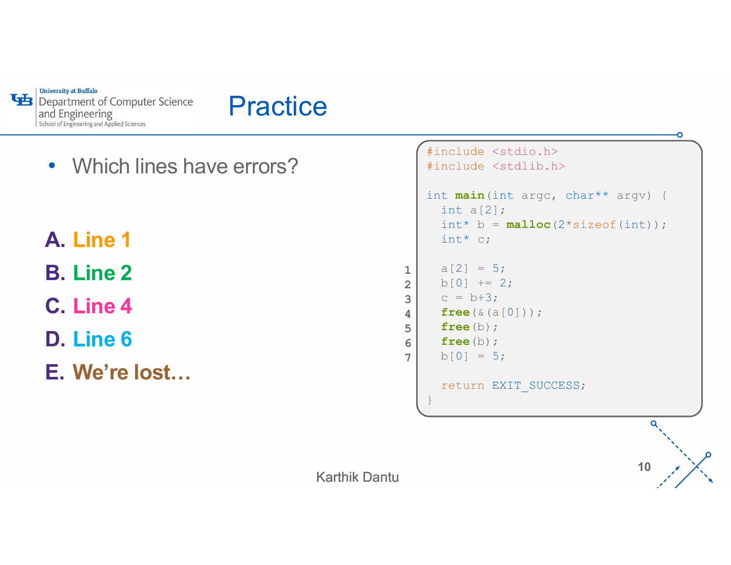# Practice

- Which lines have errors?

A. Line 1

B. Line 2

C. Line 4

D. Line 6

E. We're lost…

```c
#include <stdio.h>
#include <stdlib.h>

int main(int argc, char** argv) {
  int a[2];
  int* b = malloc(2*sizeof(int));
  int* c;

1   a[2] = 5;
2   b[0] += 2;
3   c = b+3;
4   free(&(a[0]));
5   free(b);
6   free(b);
7   b[0] = 5;

  return EXIT_SUCCESS;
}
```

Karthik Dantu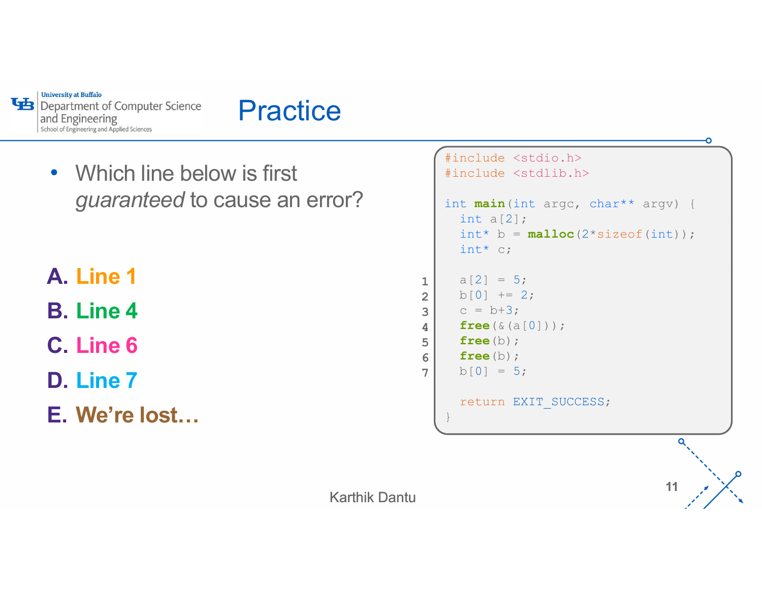# Practice

- Which line below is first *guaranteed* to cause an error?

**A.** Line 1

**B.** Line 4

**C.** Line 6

**D.** Line 7

**E.** We're lost…

```c
#include <stdio.h>
#include <stdlib.h>

int main(int argc, char** argv) {
  int a[2];
  int* b = malloc(2*sizeof(int));
  int* c;

  a[2] = 5;           // 1
  b[0] += 2;          // 2
  c = b+3;            // 3
  free(&(a[0]));      // 4
  free(b);            // 5
  free(b);            // 6
  b[0] = 5;           // 7

  return EXIT_SUCCESS;
}
```

Karthik Dantu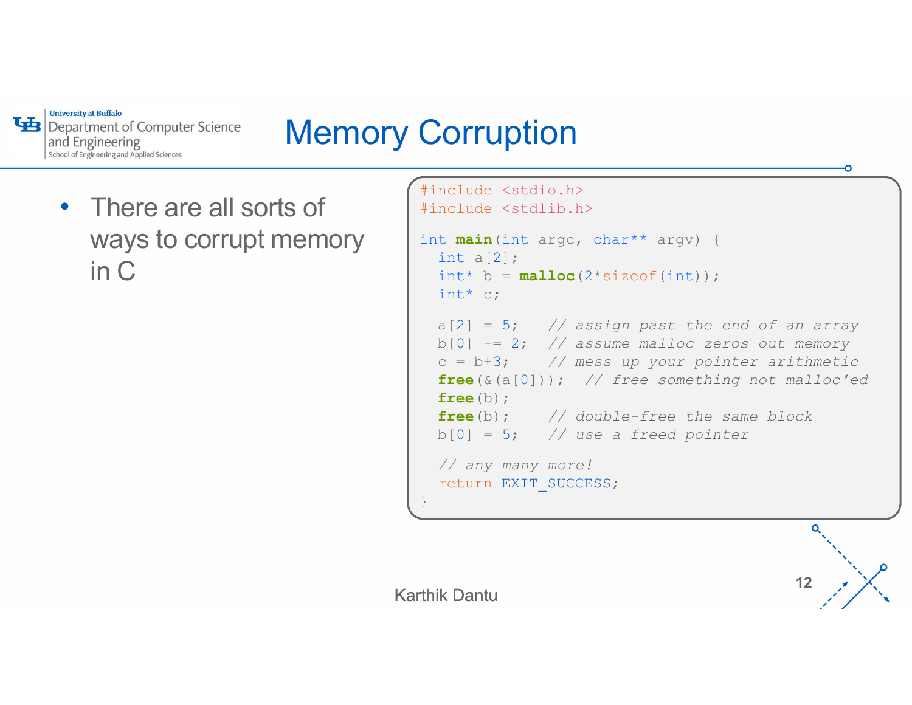# Memory Corruption

- There are all sorts of ways to corrupt memory in C

```c
#include <stdio.h>
#include <stdlib.h>

int main(int argc, char** argv) {
  int a[2];
  int* b = malloc(2*sizeof(int));
  int* c;

  a[2] = 5;    // assign past the end of an array
  b[0] += 2;   // assume malloc zeros out memory
  c = b+3;     // mess up your pointer arithmetic
  free(&(a[0]));  // free something not malloc'ed
  free(b);
  free(b);     // double-free the same block
  b[0] = 5;    // use a freed pointer

  // any many more!
  return EXIT_SUCCESS;
}
```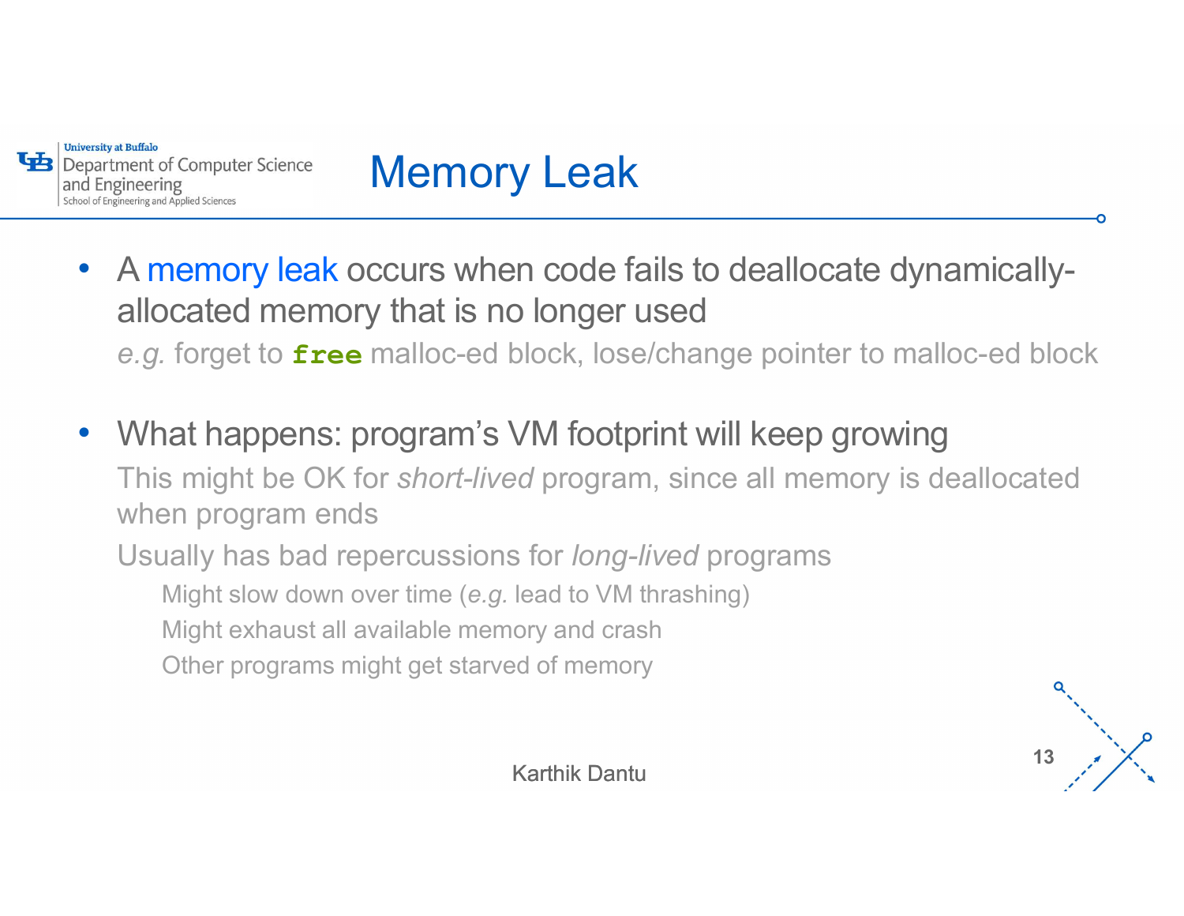# Memory Leak

- A memory leak occurs when code fails to deallocate dynamically-allocated memory that is no longer used
  - *e.g.* forget to `free` malloc-ed block, lose/change pointer to malloc-ed block

- What happens: program's VM footprint will keep growing
  - This might be OK for *short-lived* program, since all memory is deallocated when program ends
  - Usually has bad repercussions for *long-lived* programs
    - Might slow down over time (*e.g.* lead to VM thrashing)
    - Might exhaust all available memory and crash
    - Other programs might get starved of memory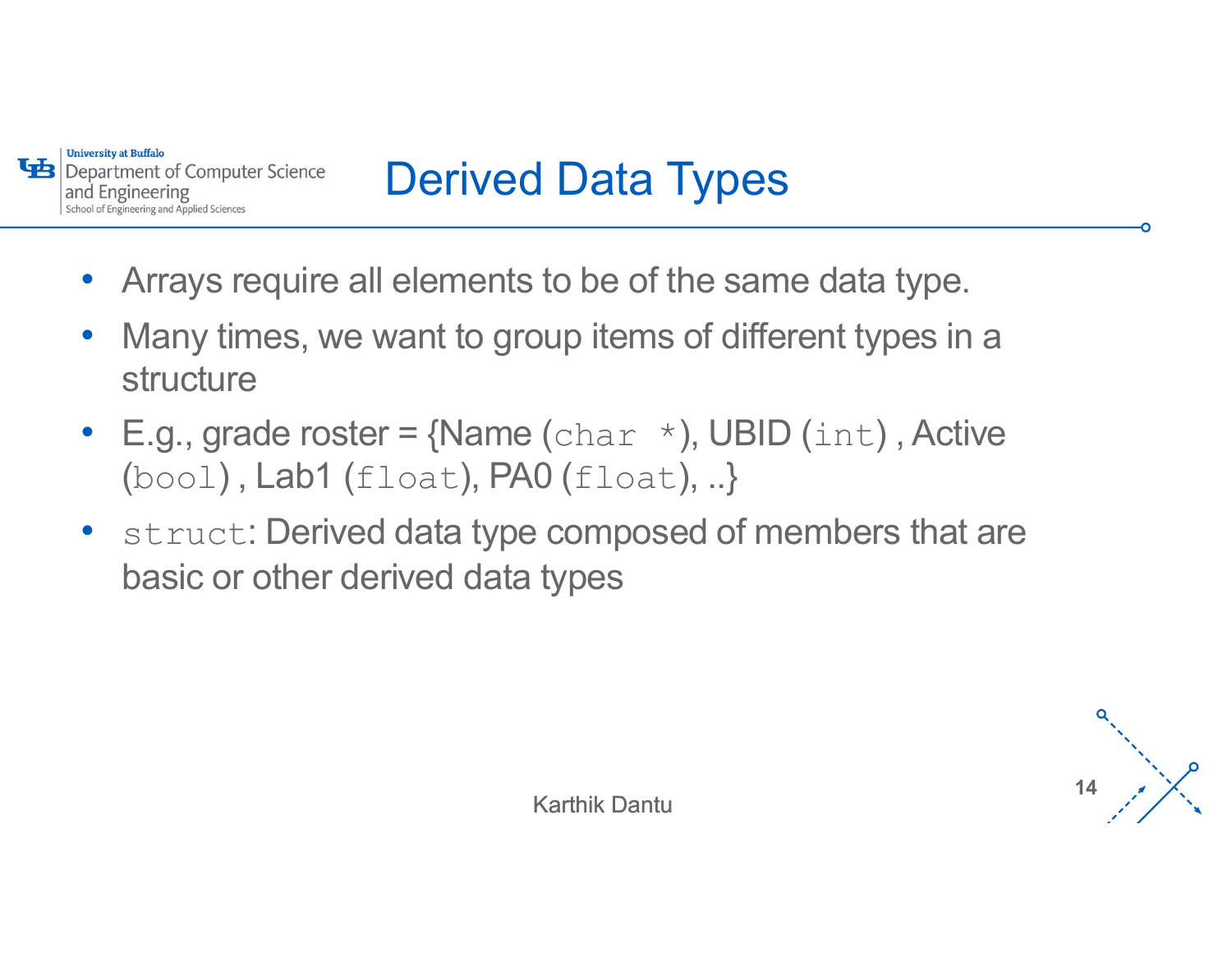# Derived Data Types

- Arrays require all elements to be of the same data type.
- Many times, we want to group items of different types in a structure
- E.g., grade roster = {Name (`char *`), UBID (`int`) , Active (`bool`) , Lab1 (`float`), PA0 (`float`), ..}
- `struct`: Derived data type composed of members that are basic or other derived data types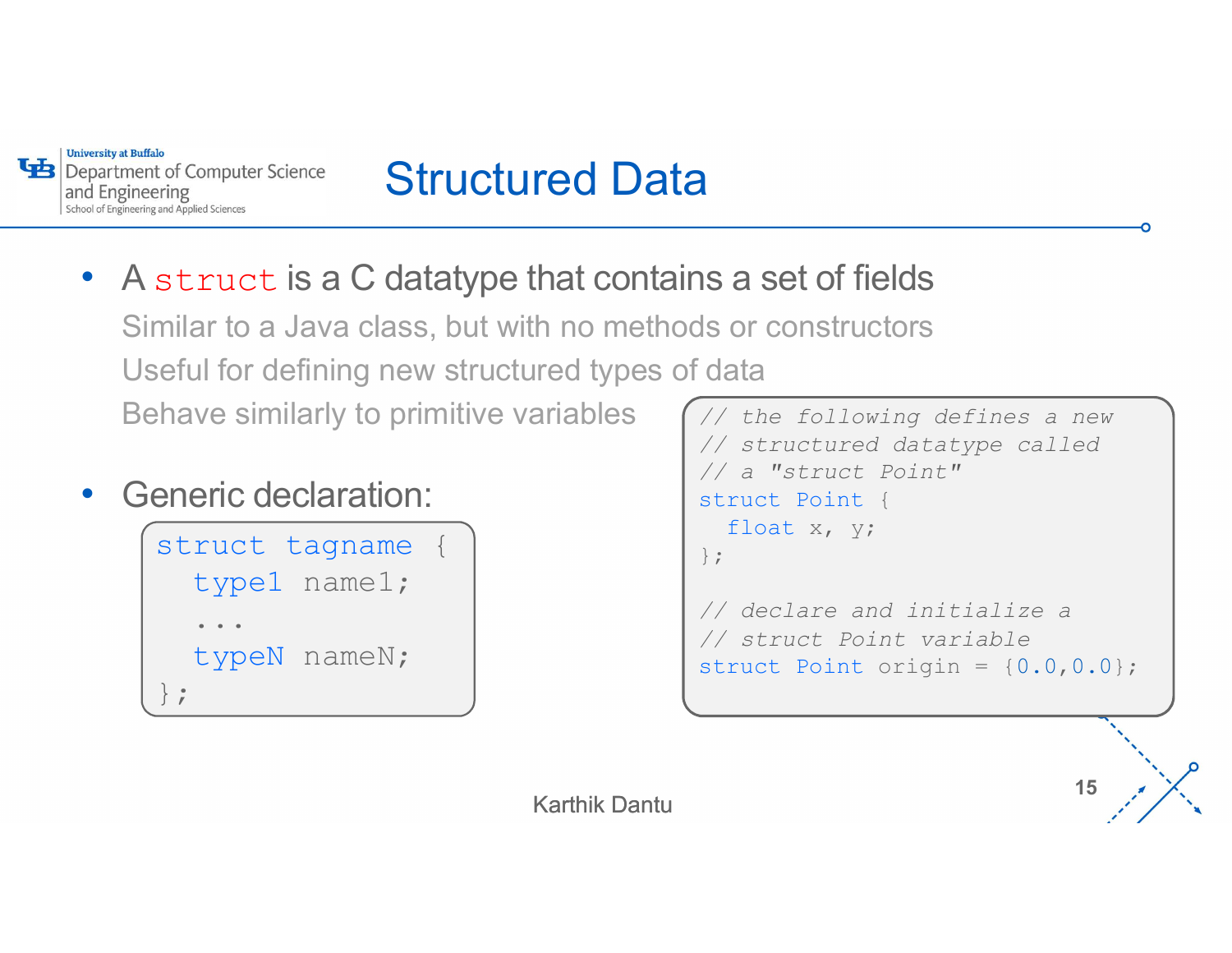# Structured Data

- A `struct` is a C datatype that contains a set of fields
  - Similar to a Java class, but with no methods or constructors
  - Useful for defining new structured types of data
  - Behave similarly to primitive variables

- Generic declaration:

```
struct tagname {
  type1 name1;
  ...
  typeN nameN;
};
```

```
// the following defines a new
// structured datatype called
// a "struct Point"
struct Point {
  float x, y;
};

// declare and initialize a
// struct Point variable
struct Point origin = {0.0,0.0};
```

Karthik Dantu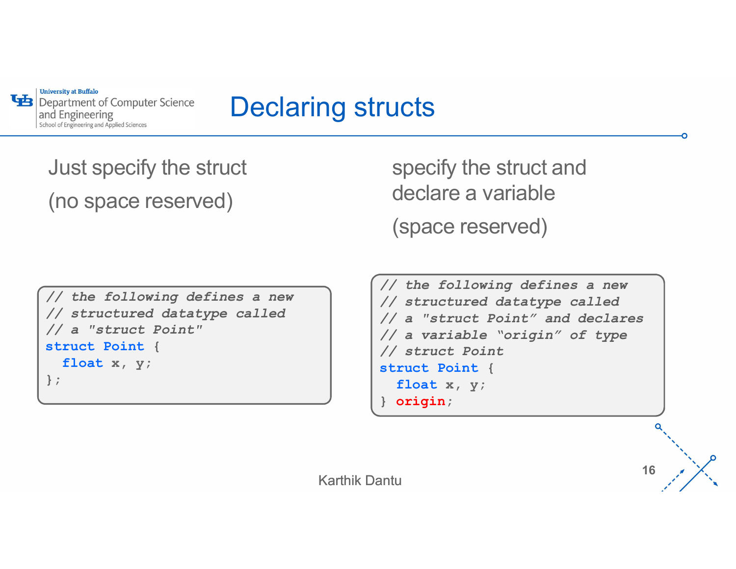# Declaring structs

Just specify the struct

(no space reserved)

```
// the following defines a new
// structured datatype called
// a "struct Point"
struct Point {
  float x, y;
};
```

specify the struct and declare a variable

(space reserved)

```
// the following defines a new
// structured datatype called
// a "struct Point" and declares
// a variable "origin" of type
// struct Point
struct Point {
  float x, y;
} origin;
```

Karthik Dantu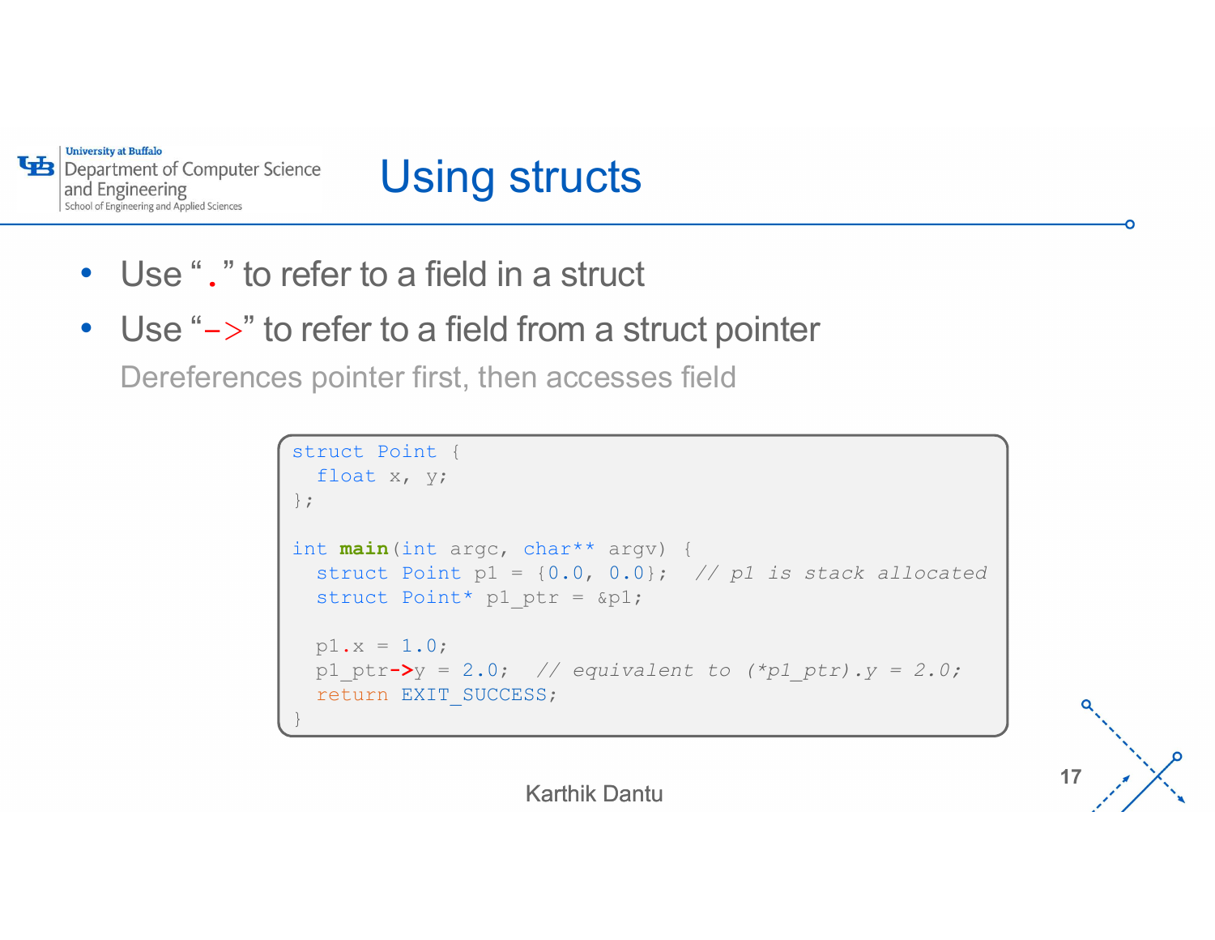# Using structs

- Use "`.`" to refer to a field in a struct
- Use "`->`" to refer to a field from a struct pointer

  Dereferences pointer first, then accesses field

```c
struct Point {
  float x, y;
};

int main(int argc, char** argv) {
  struct Point p1 = {0.0, 0.0};  // p1 is stack allocated
  struct Point* p1_ptr = &p1;

  p1.x = 1.0;
  p1_ptr->y = 2.0;  // equivalent to (*p1_ptr).y = 2.0;
  return EXIT_SUCCESS;
}
```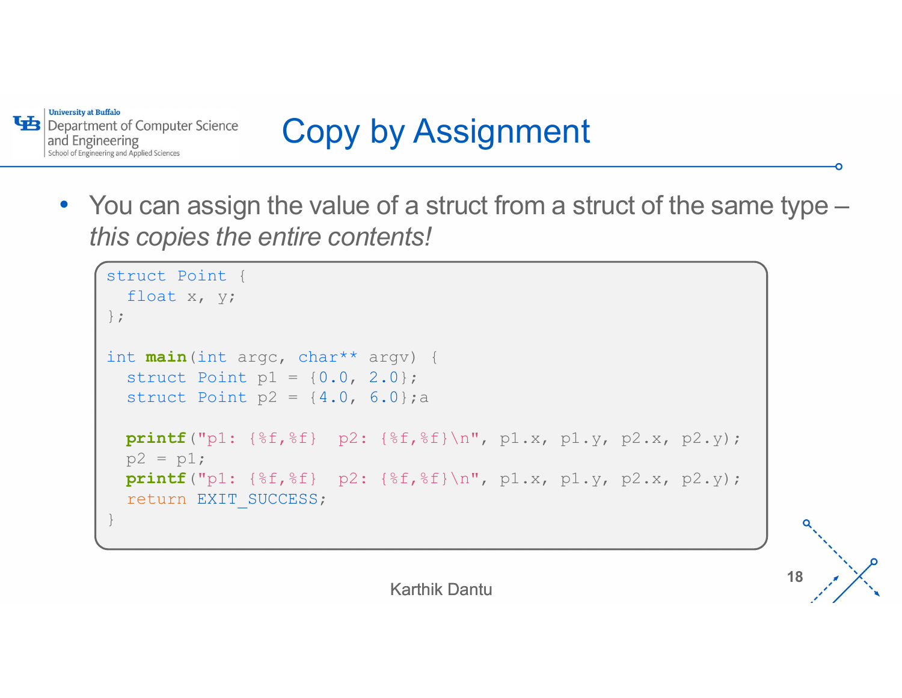# Copy by Assignment

- You can assign the value of a struct from a struct of the same type – *this copies the entire contents!*

```
struct Point {
  float x, y;
};

int main(int argc, char** argv) {
  struct Point p1 = {0.0, 2.0};
  struct Point p2 = {4.0, 6.0};a

  printf("p1: {%f,%f}  p2: {%f,%f}\n", p1.x, p1.y, p2.x, p2.y);
  p2 = p1;
  printf("p1: {%f,%f}  p2: {%f,%f}\n", p1.x, p1.y, p2.x, p2.y);
  return EXIT_SUCCESS;
}
```

Karthik Dantu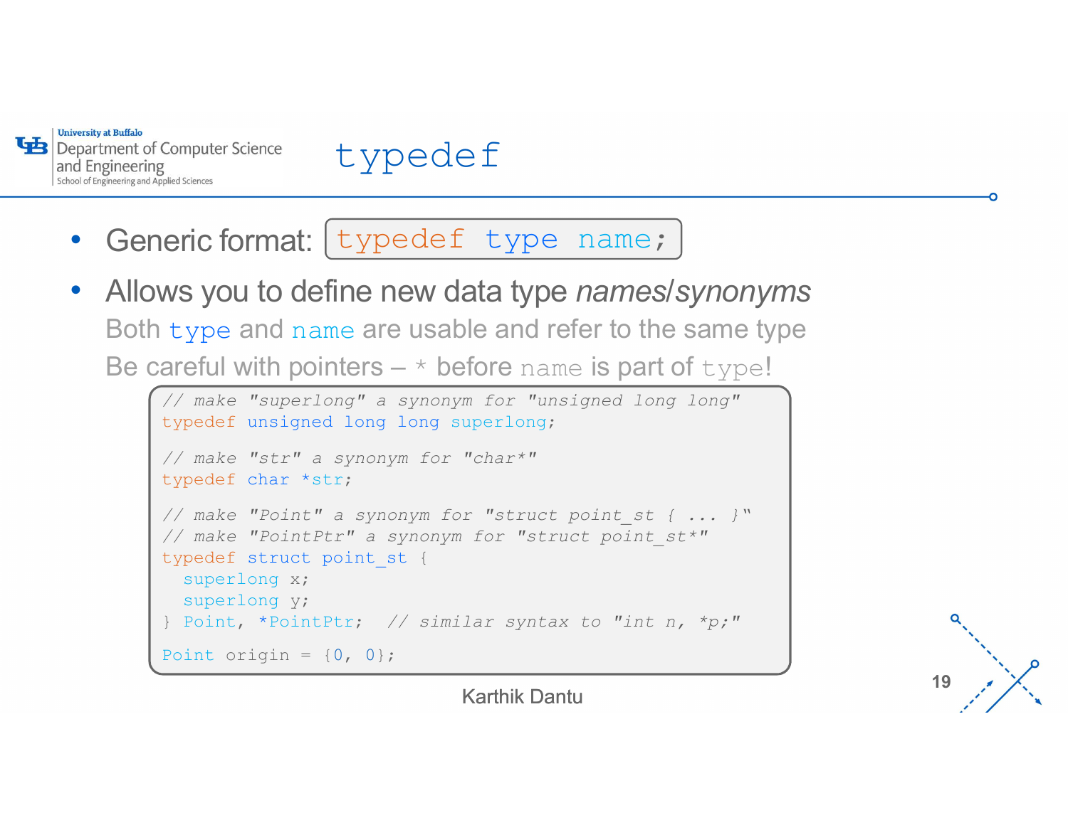# typedef

- Generic format: `typedef type name;`
- Allows you to define new data type *names/synonyms*
  - Both `type` and `name` are usable and refer to the same type
  - Be careful with pointers – `*` before `name` is part of `type`!

```c
// make "superlong" a synonym for "unsigned long long"
typedef unsigned long long superlong;

// make "str" a synonym for "char*"
typedef char *str;

// make "Point" a synonym for "struct point_st { ... }"
// make "PointPtr" a synonym for "struct point_st*"
typedef struct point_st {
  superlong x;
  superlong y;
} Point, *PointPtr;  // similar syntax to "int n, *p;"

Point origin = {0, 0};
```

Karthik Dantu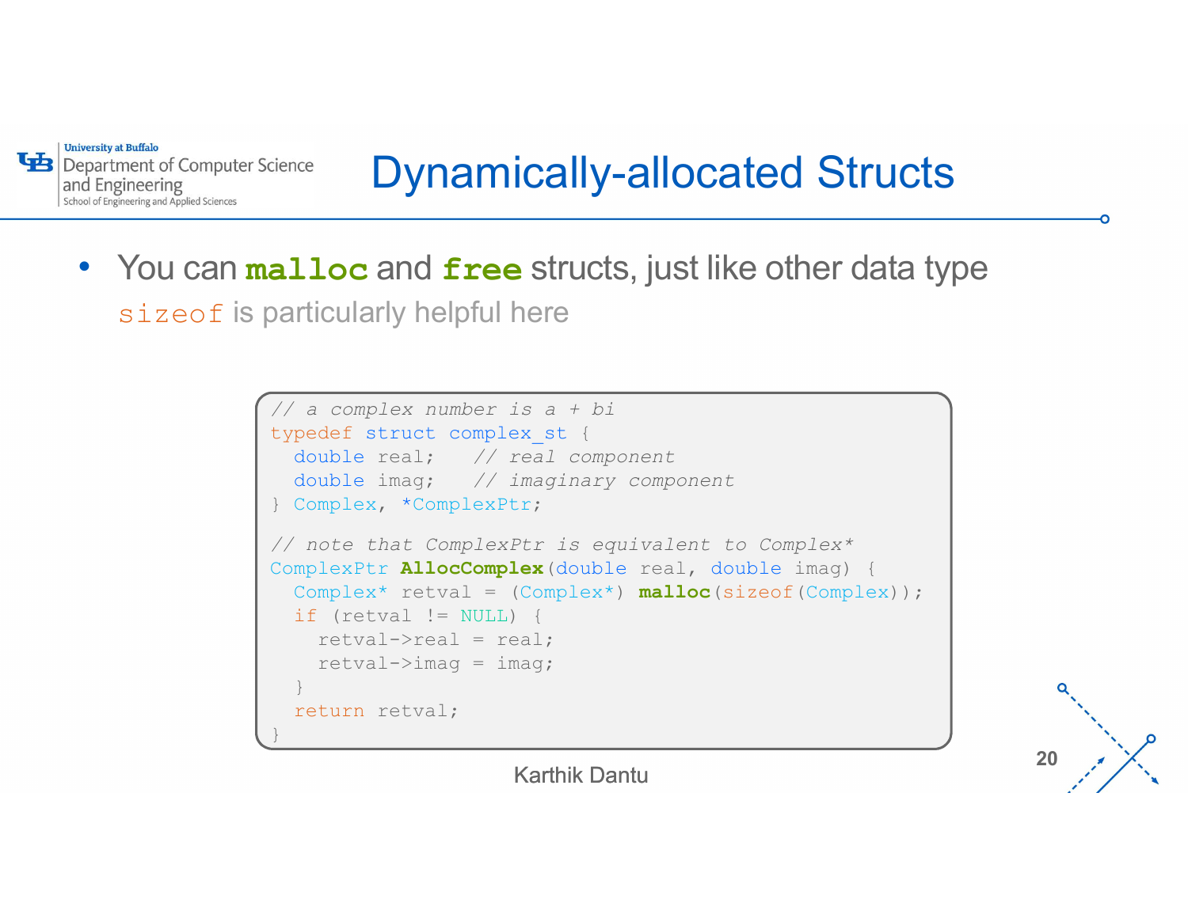# Dynamically-allocated Structs

- You can **`malloc`** and **`free`** structs, just like other data type
  - `sizeof` is particularly helpful here

```c
// a complex number is a + bi
typedef struct complex_st {
  double real;   // real component
  double imag;   // imaginary component
} Complex, *ComplexPtr;

// note that ComplexPtr is equivalent to Complex*
ComplexPtr AllocComplex(double real, double imag) {
  Complex* retval = (Complex*) malloc(sizeof(Complex));
  if (retval != NULL) {
    retval->real = real;
    retval->imag = imag;
  }
  return retval;
}
```

Karthik Dantu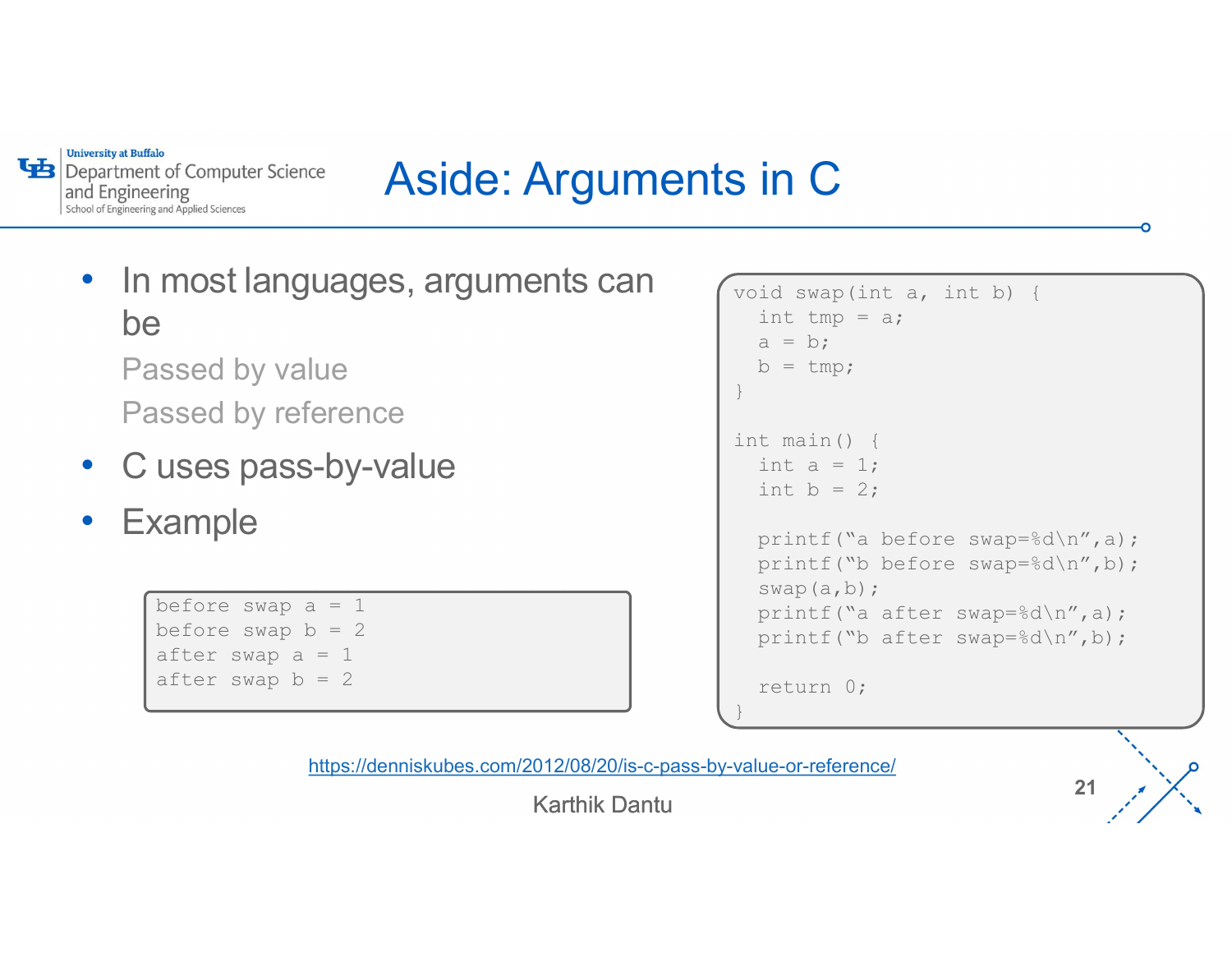# Aside: Arguments in C

- In most languages, arguments can be
  - Passed by value
  - Passed by reference
- C uses pass-by-value
- Example

```
before swap a = 1
before swap b = 2
after swap a = 1
after swap b = 2
```

```
void swap(int a, int b) {
  int tmp = a;
  a = b;
  b = tmp;
}

int main() {
  int a = 1;
  int b = 2;

  printf("a before swap=%d\n",a);
  printf("b before swap=%d\n",b);
  swap(a,b);
  printf("a after swap=%d\n",a);
  printf("b after swap=%d\n",b);

  return 0;
}
```

https://denniskubes.com/2012/08/20/is-c-pass-by-value-or-reference/

Karthik Dantu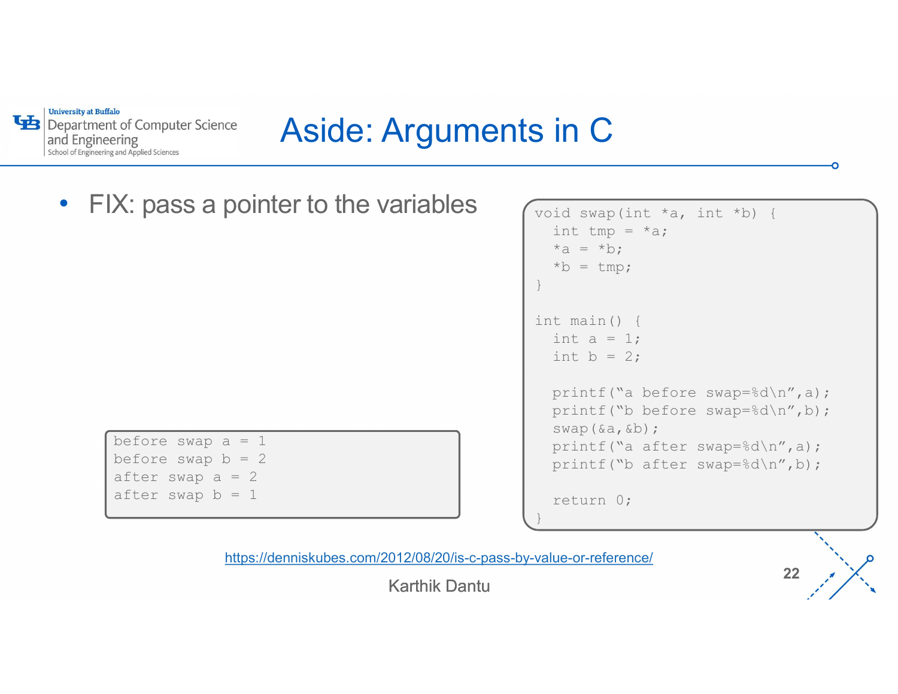# Aside: Arguments in C

- FIX: pass a pointer to the variables

```
void swap(int *a, int *b) {
  int tmp = *a;
  *a = *b;
  *b = tmp;
}

int main() {
  int a = 1;
  int b = 2;

  printf("a before swap=%d\n",a);
  printf("b before swap=%d\n",b);
  swap(&a,&b);
  printf("a after swap=%d\n",a);
  printf("b after swap=%d\n",b);

  return 0;
}
```

```
before swap a = 1
before swap b = 2
after swap a = 2
after swap b = 1
```

https://denniskubes.com/2012/08/20/is-c-pass-by-value-or-reference/

Karthik Dantu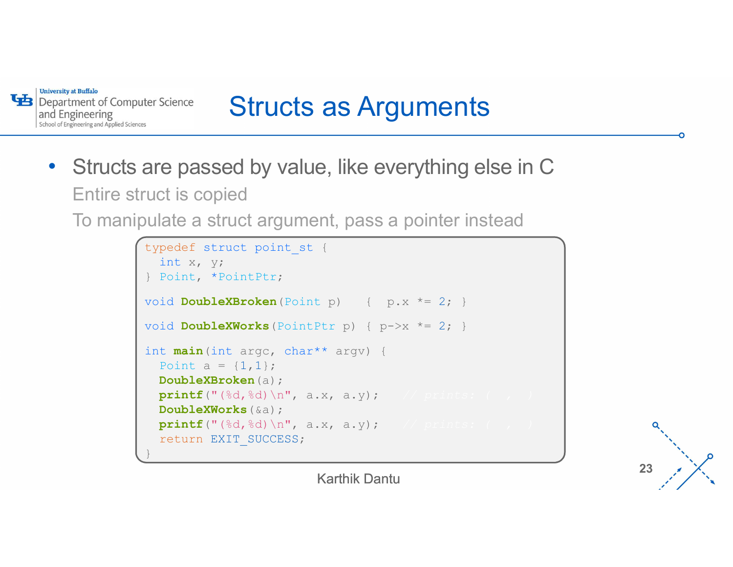# Structs as Arguments

- Structs are passed by value, like everything else in C
  - Entire struct is copied
  - To manipulate a struct argument, pass a pointer instead

```
typedef struct point_st {
  int x, y;
} Point, *PointPtr;

void DoubleXBroken(Point p)    {  p.x *= 2; }

void DoubleXWorks(PointPtr p) { p->x *= 2; }

int main(int argc, char** argv) {
  Point a = {1,1};
  DoubleXBroken(a);
  printf("(%d,%d)\n", a.x, a.y);   // prints: (  ,  )
  DoubleXWorks(&a);
  printf("(%d,%d)\n", a.x, a.y);   // prints: (  ,  )
  return EXIT_SUCCESS;
}
```

Karthik Dantu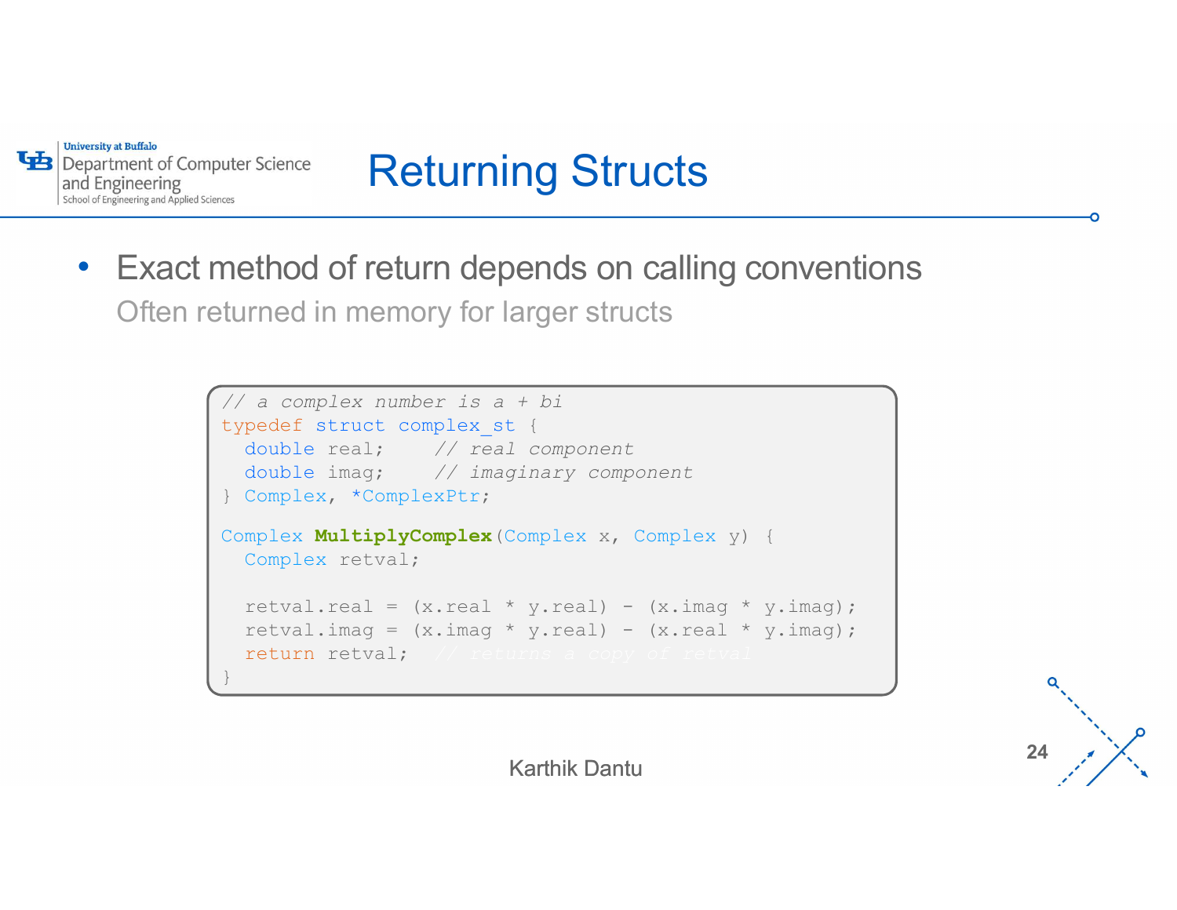# Returning Structs

- Exact method of return depends on calling conventions
  Often returned in memory for larger structs

```
// a complex number is a + bi
typedef struct complex_st {
  double real;    // real component
  double imag;    // imaginary component
} Complex, *ComplexPtr;

Complex MultiplyComplex(Complex x, Complex y) {
  Complex retval;

  retval.real = (x.real * y.real) - (x.imag * y.imag);
  retval.imag = (x.imag * y.real) - (x.real * y.imag);
  return retval;  // returns a copy of retval
}
```

Karthik Dantu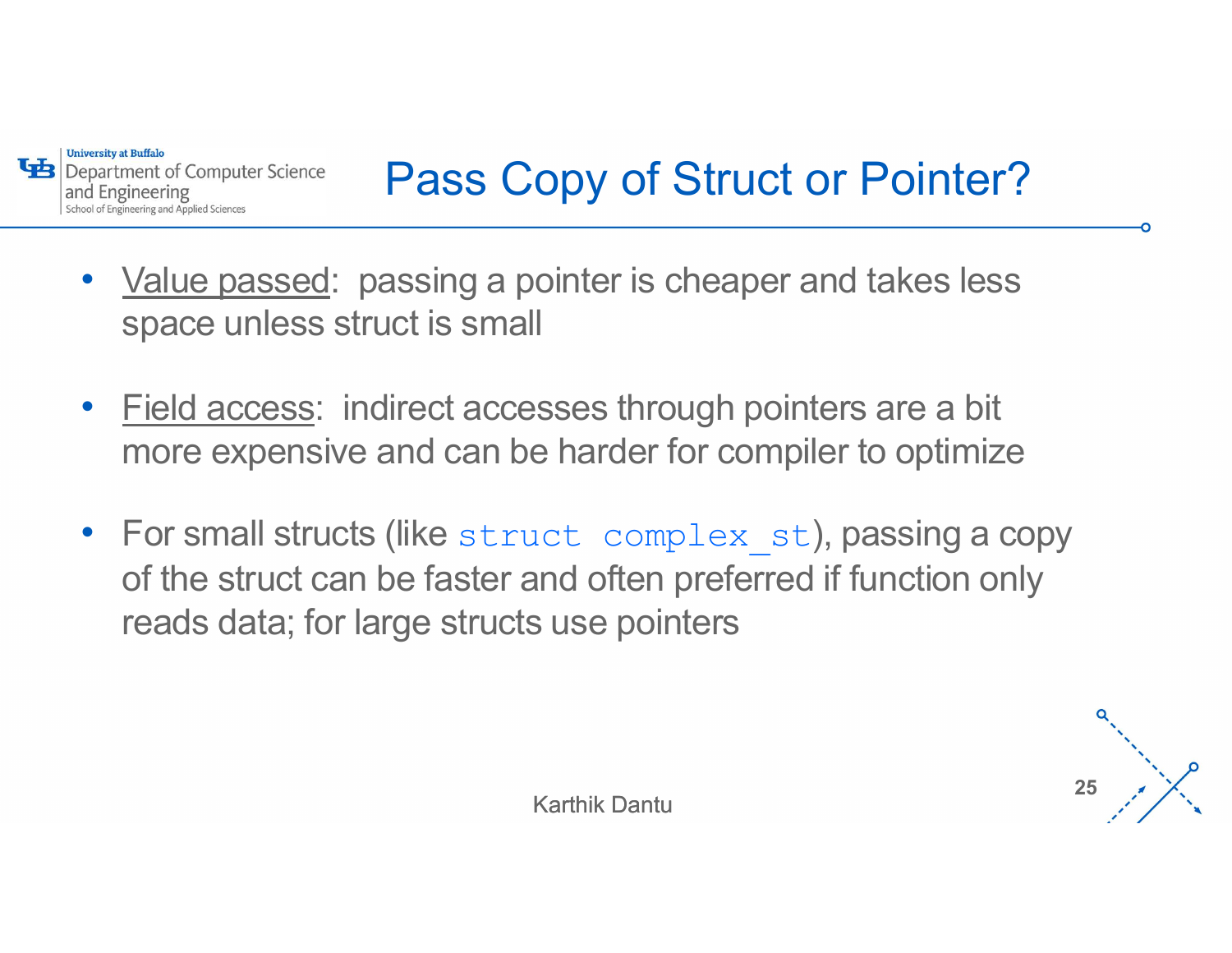# Pass Copy of Struct or Pointer?

- Value passed: passing a pointer is cheaper and takes less space unless struct is small
- Field access: indirect accesses through pointers are a bit more expensive and can be harder for compiler to optimize
- For small structs (like `struct complex_st`), passing a copy of the struct can be faster and often preferred if function only reads data; for large structs use pointers

Karthik Dantu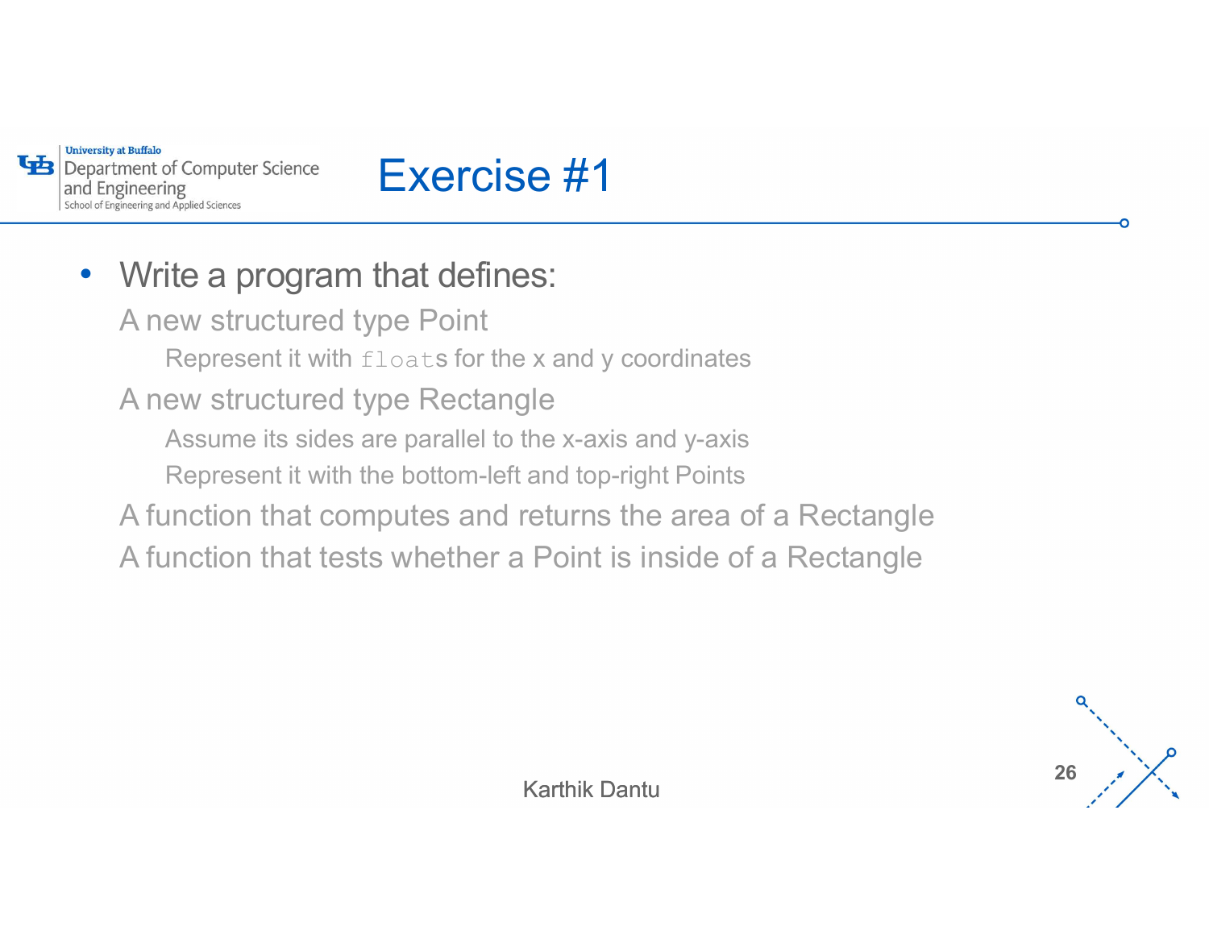# Exercise #1

- Write a program that defines:
  - A new structured type Point
    - Represent it with `float`s for the x and y coordinates
  - A new structured type Rectangle
    - Assume its sides are parallel to the x-axis and y-axis
    - Represent it with the bottom-left and top-right Points
  - A function that computes and returns the area of a Rectangle
  - A function that tests whether a Point is inside of a Rectangle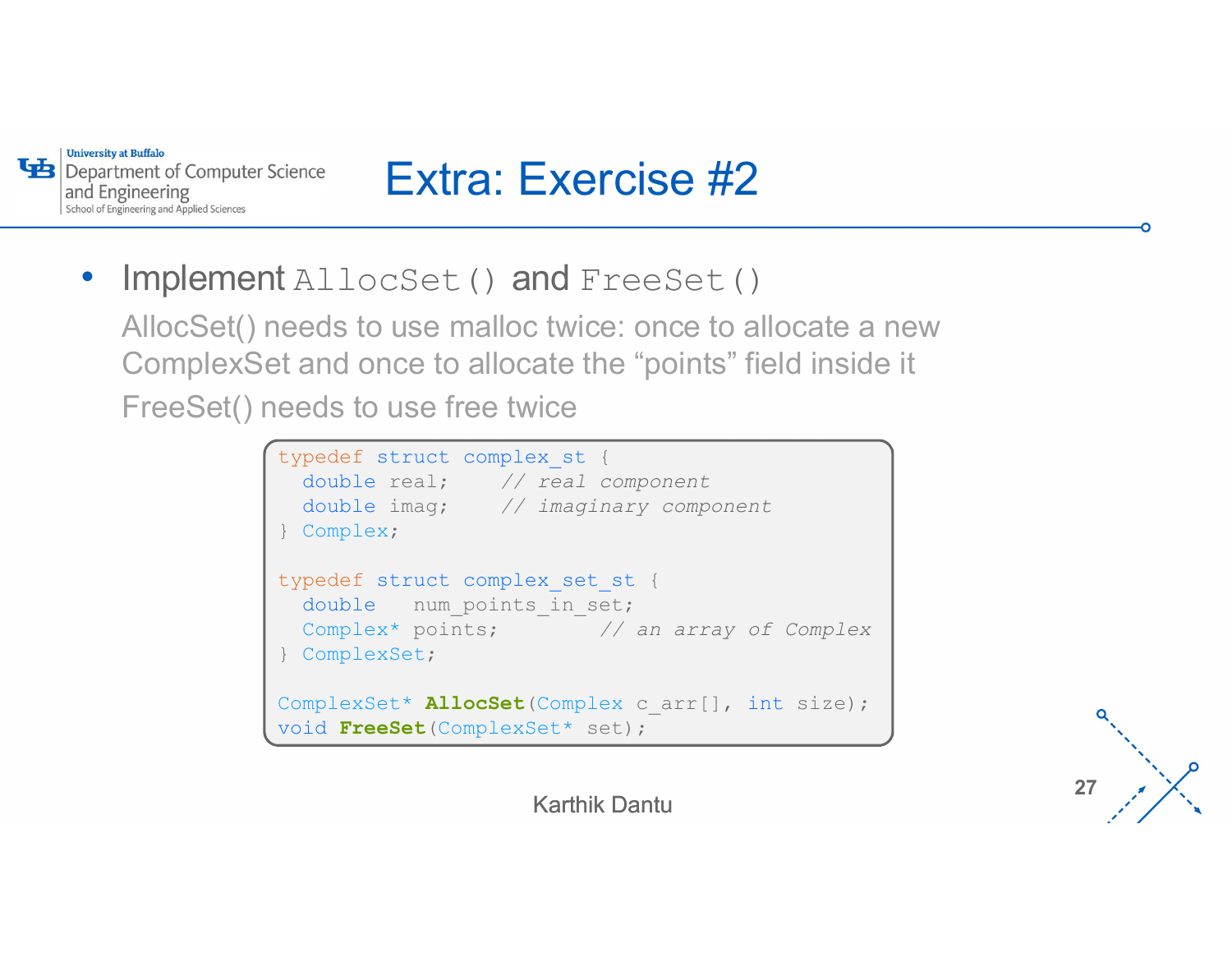# Extra: Exercise #2

- Implement `AllocSet()` and `FreeSet()`

  AllocSet() needs to use malloc twice: once to allocate a new ComplexSet and once to allocate the “points” field inside it

  FreeSet() needs to use free twice

```
typedef struct complex_st {
  double real;     // real component
  double imag;     // imaginary component
} Complex;

typedef struct complex_set_st {
  double   num_points_in_set;
  Complex* points;         // an array of Complex
} ComplexSet;

ComplexSet* AllocSet(Complex c_arr[], int size);
void FreeSet(ComplexSet* set);
```

Karthik Dantu